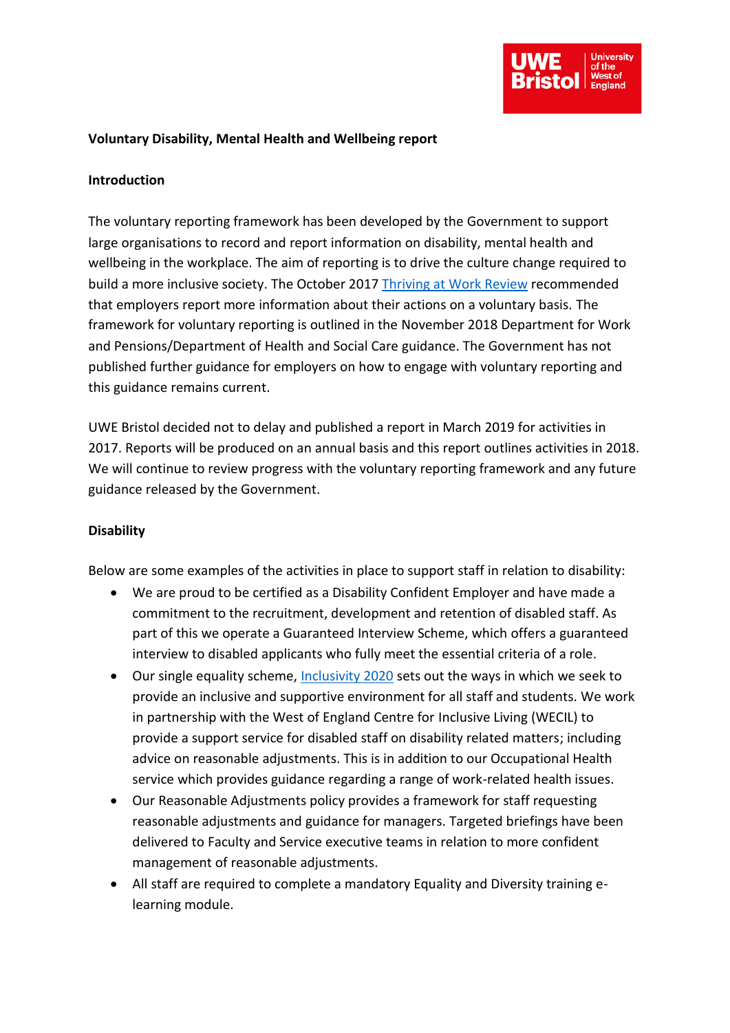# Voluntary Disability, Mental Health and Wellbeing report

## Introduction

The voluntary reporting framework has been developed by the Government to support large organisations to record and report information on disability, mental health and wellbeing in the workplace. The aim of reporting is to drive the culture change required to build a more inclusive society. The October 2017 Thriving at Work Review recommended that employers report more information about their actions on a voluntary basis. The framework for voluntary reporting is outlined in the November 2018 Department for Work and Pensions/Department of Health and Social Care guidance. The Government has not published further guidance for employers on how to engage with voluntary reporting and this guidance remains current.

UWE Bristol decided not to delay and published a report in March 2019 for activities in 2017. Reports will be produced on an annual basis and this report outlines activities in 2018. We will continue to review progress with the voluntary reporting framework and any future guidance released by the Government.

## Disability

Below are some examples of the activities in place to support staff in relation to disability:

- We are proud to be certified as a Disability Confident Employer and have made a commitment to the recruitment, development and retention of disabled staff. As part of this we operate a Guaranteed Interview Scheme, which offers a guaranteed interview to disabled applicants who fully meet the essential criteria of a role.
- Our single equality scheme, Inclusivity 2020 sets out the ways in which we seek to provide an inclusive and supportive environment for all staff and students. We work in partnership with the West of England Centre for Inclusive Living (WECIL) to provide a support service for disabled staff on disability related matters; including advice on reasonable adjustments. This is in addition to our Occupational Health service which provides guidance regarding a range of work-related health issues.
- Our Reasonable Adjustments policy provides a framework for staff requesting reasonable adjustments and guidance for managers. Targeted briefings have been delivered to Faculty and Service executive teams in relation to more confident management of reasonable adjustments.
- All staff are required to complete a mandatory Equality and Diversity training e-learning module.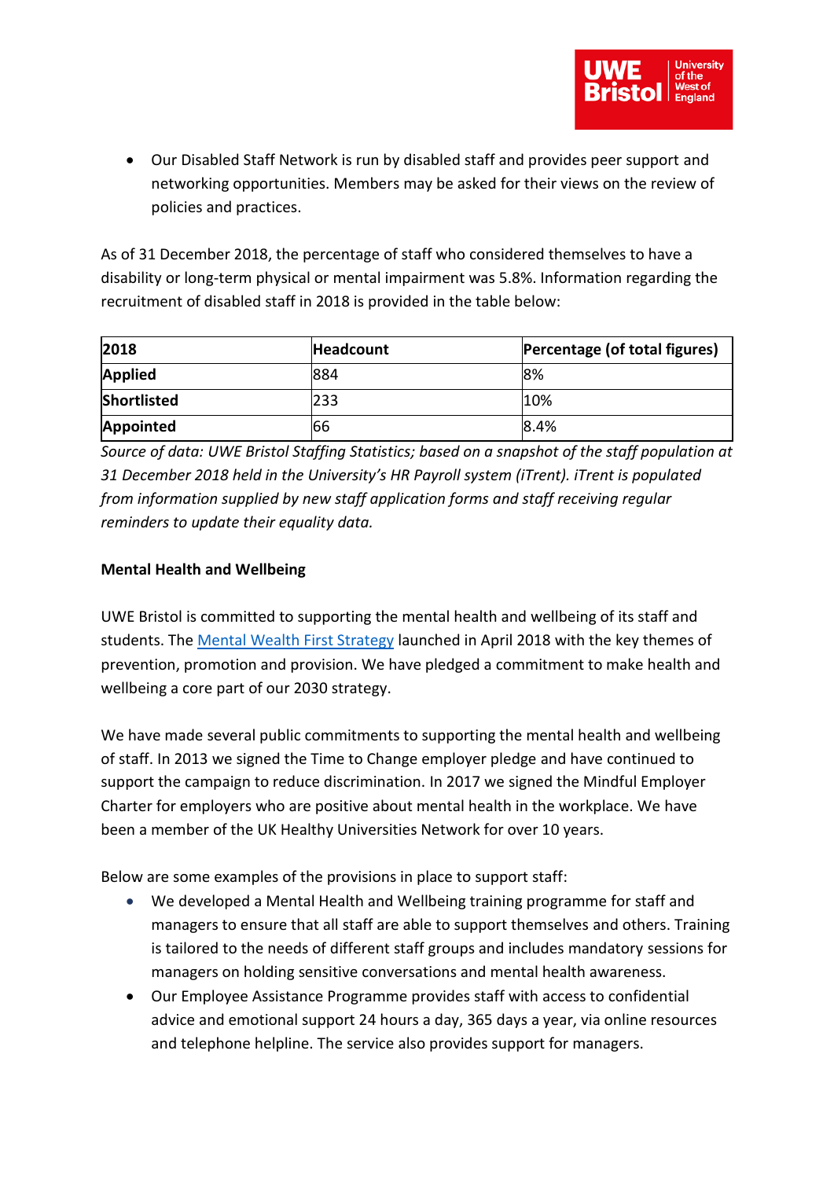- Our Disabled Staff Network is run by disabled staff and provides peer support and networking opportunities. Members may be asked for their views on the review of policies and practices.

As of 31 December 2018, the percentage of staff who considered themselves to have a disability or long-term physical or mental impairment was 5.8%. Information regarding the recruitment of disabled staff in 2018 is provided in the table below:

| 2018 | Headcount | Percentage (of total figures) |
|---|---|---|
| **Applied** | 884 | 8% |
| **Shortlisted** | 233 | 10% |
| **Appointed** | 66 | 8.4% |

*Source of data: UWE Bristol Staffing Statistics; based on a snapshot of the staff population at 31 December 2018 held in the University's HR Payroll system (iTrent). iTrent is populated from information supplied by new staff application forms and staff receiving regular reminders to update their equality data.*

**Mental Health and Wellbeing**

UWE Bristol is committed to supporting the mental health and wellbeing of its staff and students. The Mental Wealth First Strategy launched in April 2018 with the key themes of prevention, promotion and provision. We have pledged a commitment to make health and wellbeing a core part of our 2030 strategy.

We have made several public commitments to supporting the mental health and wellbeing of staff. In 2013 we signed the Time to Change employer pledge and have continued to support the campaign to reduce discrimination. In 2017 we signed the Mindful Employer Charter for employers who are positive about mental health in the workplace. We have been a member of the UK Healthy Universities Network for over 10 years.

Below are some examples of the provisions in place to support staff:

- We developed a Mental Health and Wellbeing training programme for staff and managers to ensure that all staff are able to support themselves and others. Training is tailored to the needs of different staff groups and includes mandatory sessions for managers on holding sensitive conversations and mental health awareness.
- Our Employee Assistance Programme provides staff with access to confidential advice and emotional support 24 hours a day, 365 days a year, via online resources and telephone helpline. The service also provides support for managers.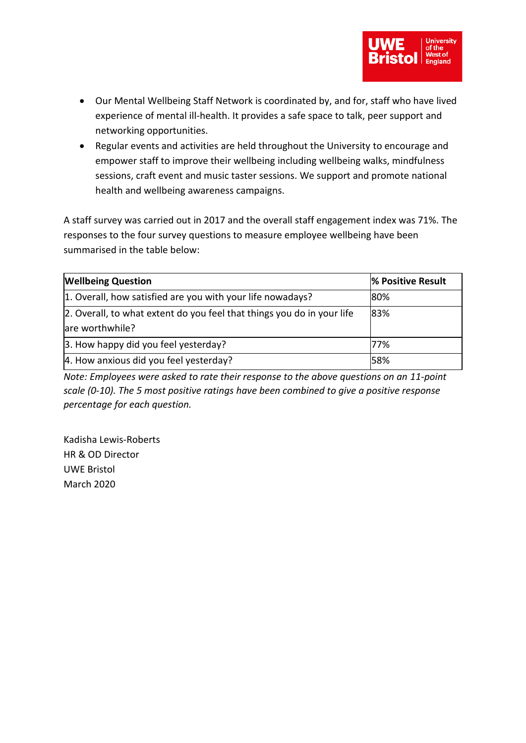- Our Mental Wellbeing Staff Network is coordinated by, and for, staff who have lived experience of mental ill-health. It provides a safe space to talk, peer support and networking opportunities.
- Regular events and activities are held throughout the University to encourage and empower staff to improve their wellbeing including wellbeing walks, mindfulness sessions, craft event and music taster sessions. We support and promote national health and wellbeing awareness campaigns.

A staff survey was carried out in 2017 and the overall staff engagement index was 71%. The responses to the four survey questions to measure employee wellbeing have been summarised in the table below:

| **Wellbeing Question** | **% Positive Result** |
|---|---|
| 1. Overall, how satisfied are you with your life nowadays? | 80% |
| 2. Overall, to what extent do you feel that things you do in your life are worthwhile? | 83% |
| 3. How happy did you feel yesterday? | 77% |
| 4. How anxious did you feel yesterday? | 58% |

*Note: Employees were asked to rate their response to the above questions on an 11-point scale (0-10). The 5 most positive ratings have been combined to give a positive response percentage for each question.*

Kadisha Lewis-Roberts
HR & OD Director
UWE Bristol
March 2020